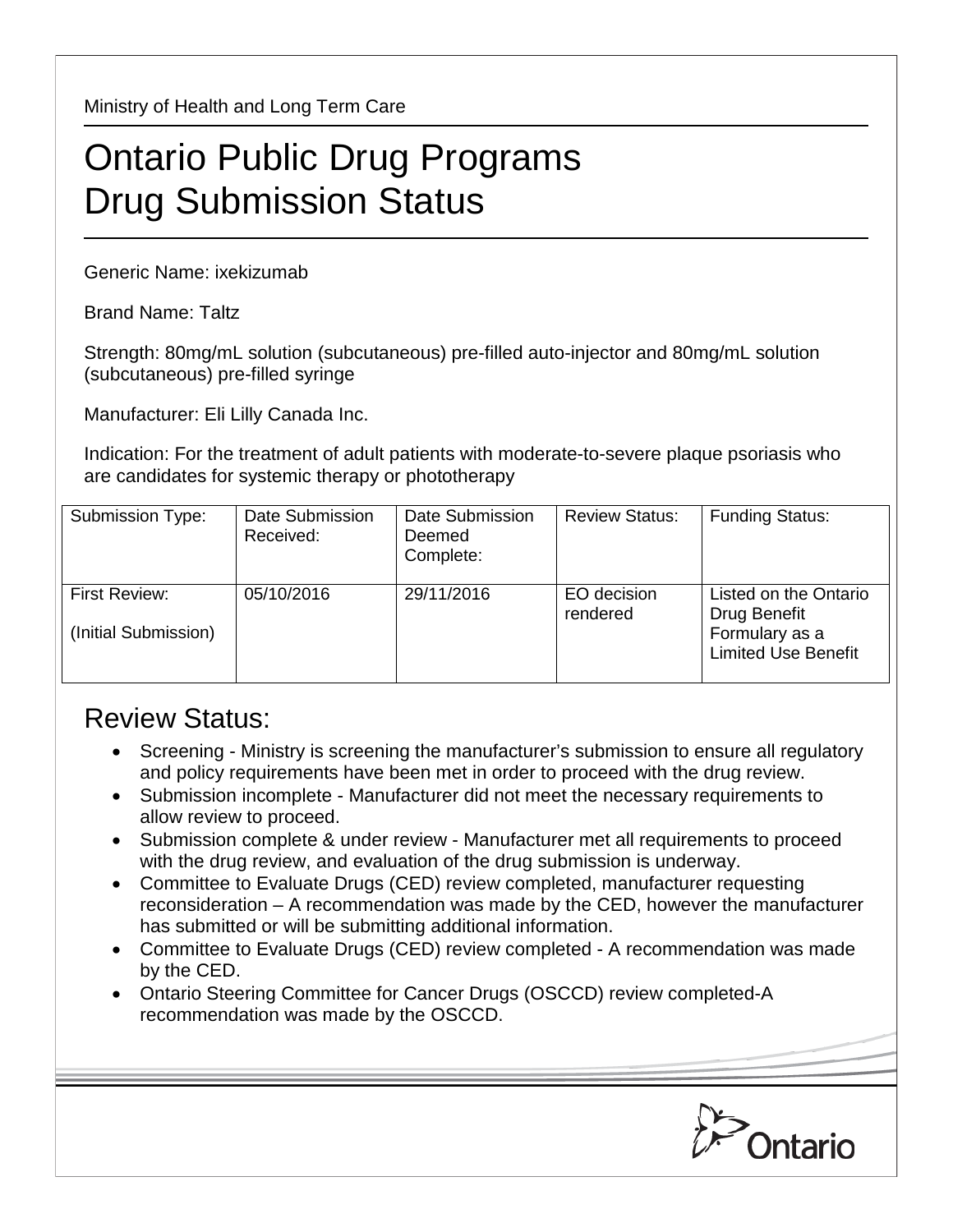Ministry of Health and Long Term Care

# Ontario Public Drug Programs
# Drug Submission Status

Generic Name: ixekizumab

Brand Name: Taltz

Strength: 80mg/mL solution (subcutaneous) pre-filled auto-injector and 80mg/mL solution (subcutaneous) pre-filled syringe

Manufacturer: Eli Lilly Canada Inc.

Indication: For the treatment of adult patients with moderate-to-severe plaque psoriasis who are candidates for systemic therapy or phototherapy

| Submission Type: | Date Submission Received: | Date Submission Deemed Complete: | Review Status: | Funding Status: |
|---|---|---|---|---|
| First Review: (Initial Submission) | 05/10/2016 | 29/11/2016 | EO decision rendered | Listed on the Ontario Drug Benefit Formulary as a Limited Use Benefit |

## Review Status:

- Screening - Ministry is screening the manufacturer's submission to ensure all regulatory and policy requirements have been met in order to proceed with the drug review.
- Submission incomplete - Manufacturer did not meet the necessary requirements to allow review to proceed.
- Submission complete & under review - Manufacturer met all requirements to proceed with the drug review, and evaluation of the drug submission is underway.
- Committee to Evaluate Drugs (CED) review completed, manufacturer requesting reconsideration – A recommendation was made by the CED, however the manufacturer has submitted or will be submitting additional information.
- Committee to Evaluate Drugs (CED) review completed - A recommendation was made by the CED.
- Ontario Steering Committee for Cancer Drugs (OSCCD) review completed-A recommendation was made by the OSCCD.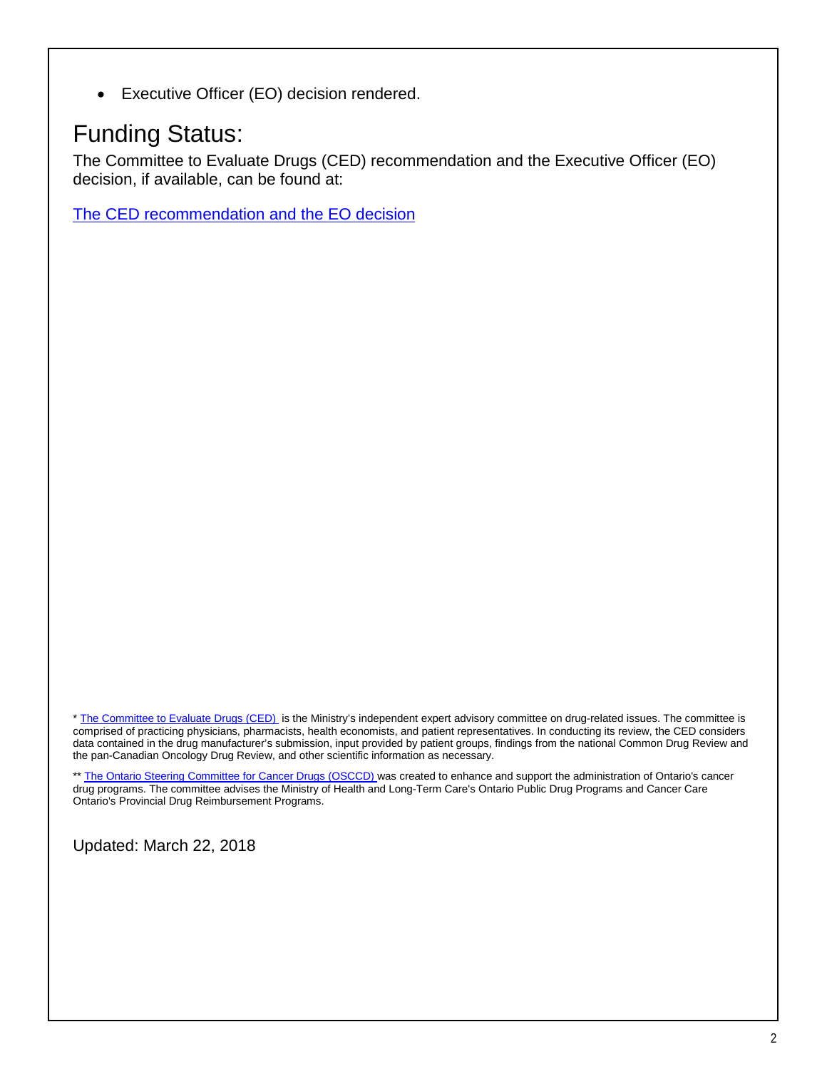- Executive Officer (EO) decision rendered.

# Funding Status:

The Committee to Evaluate Drugs (CED) recommendation and the Executive Officer (EO) decision, if available, can be found at:

The CED recommendation and the EO decision

* The Committee to Evaluate Drugs (CED) is the Ministry's independent expert advisory committee on drug-related issues. The committee is comprised of practicing physicians, pharmacists, health economists, and patient representatives. In conducting its review, the CED considers data contained in the drug manufacturer's submission, input provided by patient groups, findings from the national Common Drug Review and the pan-Canadian Oncology Drug Review, and other scientific information as necessary.

** The Ontario Steering Committee for Cancer Drugs (OSCCD) was created to enhance and support the administration of Ontario's cancer drug programs. The committee advises the Ministry of Health and Long-Term Care's Ontario Public Drug Programs and Cancer Care Ontario's Provincial Drug Reimbursement Programs.

Updated: March 22, 2018